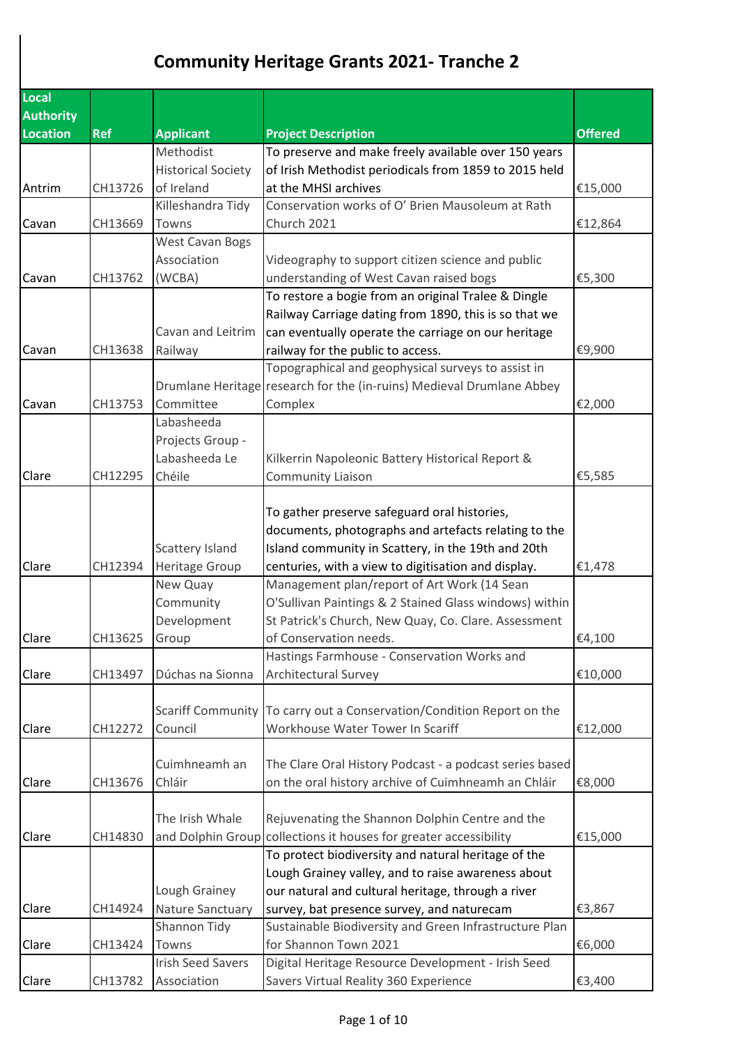# Community Heritage Grants 2021- Tranche 2

| Local Authority Location | Ref | Applicant | Project Description | Offered |
|---|---|---|---|---|
| Antrim | CH13726 | Methodist Historical Society of Ireland | To preserve and make freely available over 150 years of Irish Methodist periodicals from 1859 to 2015 held at the MHSI archives | €15,000 |
| Cavan | CH13669 | Killeshandra Tidy Towns | Conservation works of O' Brien Mausoleum at Rath Church 2021 | €12,864 |
| Cavan | CH13762 | West Cavan Bogs Association (WCBA) | Videography to support citizen science and public understanding of West Cavan raised bogs | €5,300 |
| Cavan | CH13638 | Cavan and Leitrim Railway | To restore a bogie from an original Tralee & Dingle Railway Carriage dating from 1890, this is so that we can eventually operate the carriage on our heritage railway for the public to access. | €9,900 |
| Cavan | CH13753 | Drumlane Heritage Committee | Topographical and geophysical surveys to assist in research for the (in-ruins) Medieval Drumlane Abbey Complex | €2,000 |
| Clare | CH12295 | Labasheeda Projects Group - Labasheeda Le Chéile | Kilkerrin Napoleonic Battery Historical Report & Community Liaison | €5,585 |
| Clare | CH12394 | Scattery Island Heritage Group | To gather preserve safeguard oral histories, documents, photographs and artefacts relating to the Island community in Scattery, in the 19th and 20th centuries, with a view to digitisation and display. | €1,478 |
| Clare | CH13625 | New Quay Community Development Group | Management plan/report of Art Work (14 Sean O'Sullivan Paintings & 2 Stained Glass windows) within St Patrick's Church, New Quay, Co. Clare. Assessment of Conservation needs. | €4,100 |
| Clare | CH13497 | Dúchas na Sionna | Hastings Farmhouse - Conservation Works and Architectural Survey | €10,000 |
| Clare | CH12272 | Scariff Community Council | To carry out a Conservation/Condition Report on the Workhouse Water Tower In Scariff | €12,000 |
| Clare | CH13676 | Cuimhneamh an Chláir | The Clare Oral History Podcast - a podcast series based on the oral history archive of Cuimhneamh an Chláir | €8,000 |
| Clare | CH14830 | The Irish Whale and Dolphin Group | Rejuvenating the Shannon Dolphin Centre and the collections it houses for greater accessibility | €15,000 |
| Clare | CH14924 | Lough Grainey Nature Sanctuary | To protect biodiversity and natural heritage of the Lough Grainey valley, and to raise awareness about our natural and cultural heritage, through a river survey, bat presence survey, and naturecam | €3,867 |
| Clare | CH13424 | Shannon Tidy Towns | Sustainable Biodiversity and Green Infrastructure Plan for Shannon Town 2021 | €6,000 |
| Clare | CH13782 | Irish Seed Savers Association | Digital Heritage Resource Development - Irish Seed Savers Virtual Reality 360 Experience | €3,400 |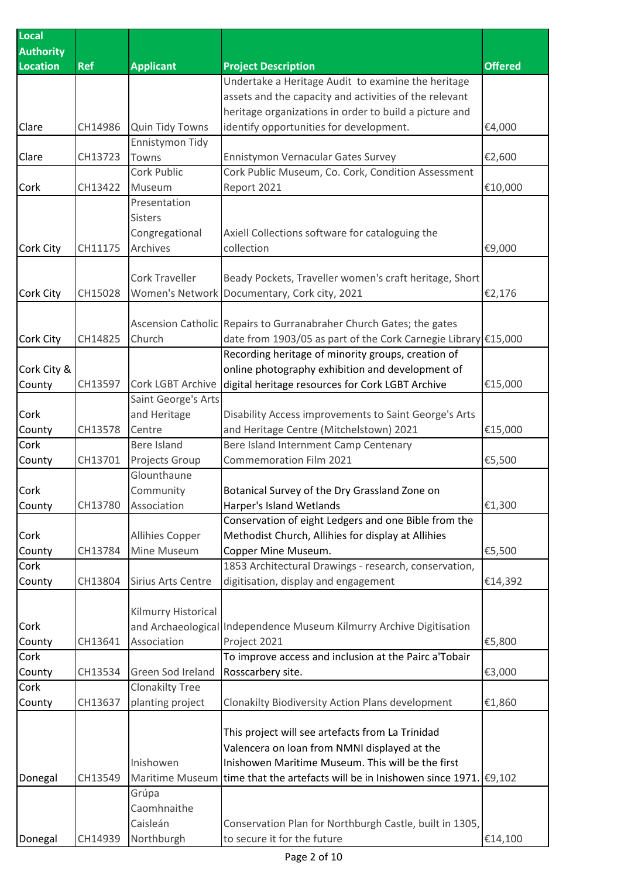| Local Authority Location | Ref | Applicant | Project Description | Offered |
|---|---|---|---|---|
| Clare | CH14986 | Quin Tidy Towns | Undertake a Heritage Audit to examine the heritage assets and the capacity and activities of the relevant heritage organizations in order to build a picture and identify opportunities for development. | €4,000 |
| Clare | CH13723 | Ennistymon Tidy Towns | Ennistymon Vernacular Gates Survey | €2,600 |
| Cork | CH13422 | Cork Public Museum | Cork Public Museum, Co. Cork, Condition Assessment Report 2021 | €10,000 |
| Cork City | CH11175 | Presentation Sisters Congregational Archives | Axiell Collections software for cataloguing the collection | €9,000 |
| Cork City | CH15028 | Cork Traveller Women's Network | Beady Pockets, Traveller women's craft heritage, Short Documentary, Cork city, 2021 | €2,176 |
| Cork City | CH14825 | Ascension Catholic Church | Repairs to Gurranabraher Church Gates; the gates date from 1903/05 as part of the Cork Carnegie Library | €15,000 |
| Cork City & County | CH13597 | Cork LGBT Archive | Recording heritage of minority groups, creation of online photography exhibition and development of digital heritage resources for Cork LGBT Archive | €15,000 |
| Cork County | CH13578 | Saint George's Arts and Heritage Centre | Disability Access improvements to Saint George's Arts and Heritage Centre (Mitchelstown) 2021 | €15,000 |
| Cork County | CH13701 | Bere Island Projects Group | Bere Island Internment Camp Centenary Commemoration Film 2021 | €5,500 |
| Cork County | CH13780 | Glounthaune Community Association | Botanical Survey of the Dry Grassland Zone on Harper's Island Wetlands | €1,300 |
| Cork County | CH13784 | Allihies Copper Mine Museum | Conservation of eight Ledgers and one Bible from the Methodist Church, Allihies for display at Allihies Copper Mine Museum. | €5,500 |
| Cork County | CH13804 | Sirius Arts Centre | 1853 Architectural Drawings - research, conservation, digitisation, display and engagement | €14,392 |
| Cork County | CH13641 | Kilmurry Historical and Archaeological Association | Independence Museum Kilmurry Archive Digitisation Project 2021 | €5,800 |
| Cork County | CH13534 | Green Sod Ireland | To improve access and inclusion at the Pairc a'Tobair Rosscarbery site. | €3,000 |
| Cork County | CH13637 | Clonakilty Tree planting project | Clonakilty Biodiversity Action Plans development | €1,860 |
| Donegal | CH13549 | Inishowen Maritime Museum | This project will see artefacts from La Trinidad Valencera on loan from NMNI displayed at the Inishowen Maritime Museum. This will be the first time that the artefacts will be in Inishowen since 1971. | €9,102 |
| Donegal | CH14939 | Grúpa Caomhnaithe Caisleán Northburgh | Conservation Plan for Northburgh Castle, built in 1305, to secure it for the future | €14,100 |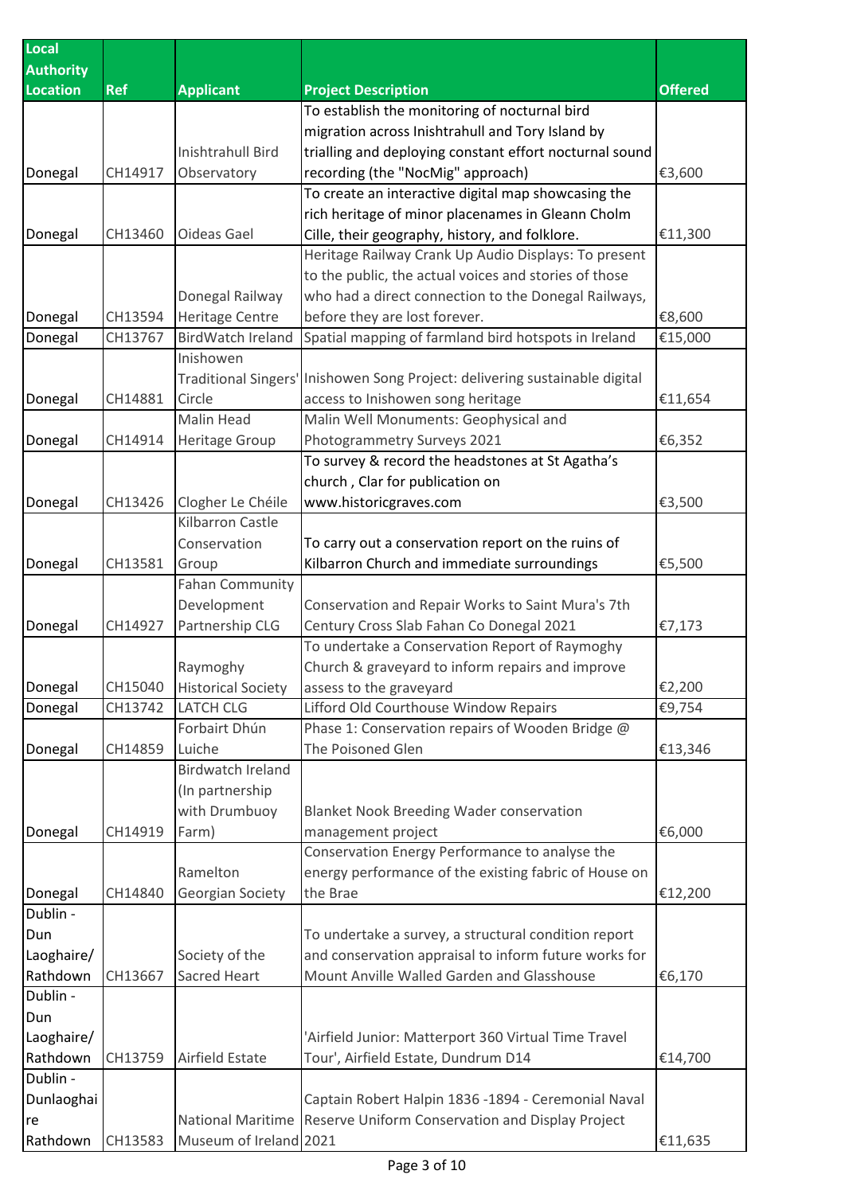| Local Authority Location | Ref | Applicant | Project Description | Offered |
|---|---|---|---|---|
| Donegal | CH14917 | Inishtrahull Bird Observatory | To establish the monitoring of nocturnal bird migration across Inishtrahull and Tory Island by trialling and deploying constant effort nocturnal sound recording (the "NocMig" approach) | €3,600 |
| Donegal | CH13460 | Oideas Gael | To create an interactive digital map showcasing the rich heritage of minor placenames in Gleann Cholm Cille, their geography, history, and folklore. | €11,300 |
| Donegal | CH13594 | Donegal Railway Heritage Centre | Heritage Railway Crank Up Audio Displays: To present to the public, the actual voices and stories of those who had a direct connection to the Donegal Railways, before they are lost forever. | €8,600 |
| Donegal | CH13767 | BirdWatch Ireland | Spatial mapping of farmland bird hotspots in Ireland | €15,000 |
| Donegal | CH14881 | Inishowen Traditional Singers' Circle | Inishowen Song Project: delivering sustainable digital access to Inishowen song heritage | €11,654 |
| Donegal | CH14914 | Malin Head Heritage Group | Malin Well Monuments: Geophysical and Photogrammetry Surveys 2021 | €6,352 |
| Donegal | CH13426 | Clogher Le Chéile | To survey & record the headstones at St Agatha's church , Clar for publication on www.historicgraves.com | €3,500 |
| Donegal | CH13581 | Kilbarron Castle Conservation Group | To carry out a conservation report on the ruins of Kilbarron Church and immediate surroundings | €5,500 |
| Donegal | CH14927 | Fahan Community Development Partnership CLG | Conservation and Repair Works to Saint Mura's 7th Century Cross Slab Fahan Co Donegal 2021 | €7,173 |
| Donegal | CH15040 | Raymoghy Historical Society | To undertake a Conservation Report of Raymoghy Church & graveyard to inform repairs and improve assess to the graveyard | €2,200 |
| Donegal | CH13742 | LATCH CLG | Lifford Old Courthouse Window Repairs | €9,754 |
| Donegal | CH14859 | Forbairt Dhún Luiche | Phase 1: Conservation repairs of Wooden Bridge @ The Poisoned Glen | €13,346 |
| Donegal | CH14919 | Birdwatch Ireland (In partnership with Drumbuoy Farm) | Blanket Nook Breeding Wader conservation management project | €6,000 |
| Donegal | CH14840 | Ramelton Georgian Society | Conservation Energy Performance to analyse the energy performance of the existing fabric of House on the Brae | €12,200 |
| Dublin - Dun Laoghaire/ Rathdown | CH13667 | Society of the Sacred Heart | To undertake a survey, a structural condition report and conservation appraisal to inform future works for Mount Anville Walled Garden and Glasshouse | €6,170 |
| Dublin - Dun Laoghaire/ Rathdown | CH13759 | Airfield Estate | 'Airfield Junior: Matterport 360 Virtual Time Travel Tour', Airfield Estate, Dundrum D14 | €14,700 |
| Dublin - Dunlaoghaire Rathdown | CH13583 | National Maritime Museum of Ireland | Captain Robert Halpin 1836 -1894 - Ceremonial Naval Reserve Uniform Conservation and Display Project 2021 | €11,635 |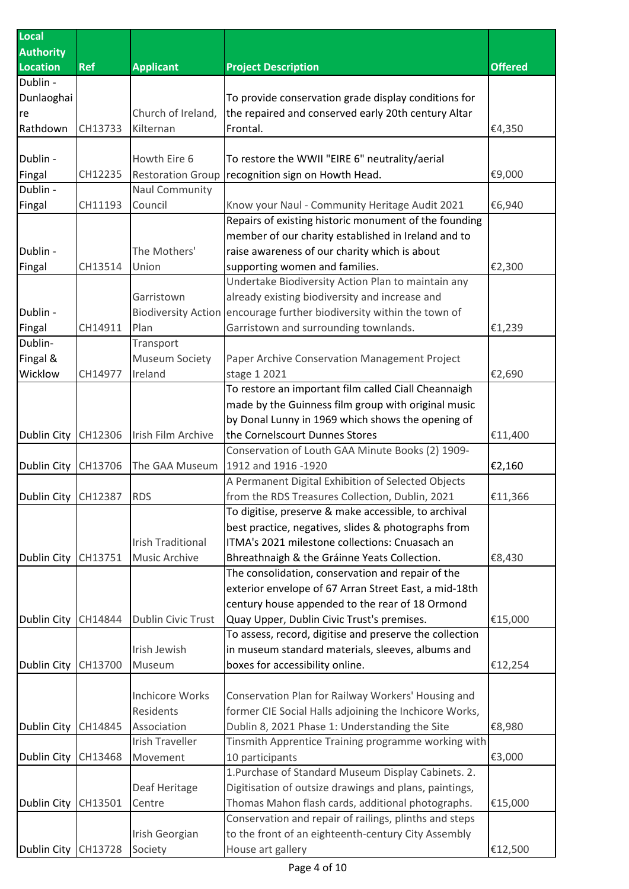| Local Authority Location | Ref | Applicant | Project Description | Offered |
|---|---|---|---|---|
| Dublin - Dunlaoghaire Rathdown | CH13733 | Church of Ireland, Kilternan | To provide conservation grade display conditions for the repaired and conserved early 20th century Altar Frontal. | €4,350 |
| Dublin - Fingal | CH12235 | Howth Eire 6 Restoration Group | To restore the WWII "EIRE 6" neutrality/aerial recognition sign on Howth Head. | €9,000 |
| Dublin - Fingal | CH11193 | Naul Community Council | Know your Naul - Community Heritage Audit 2021 | €6,940 |
| Dublin - Fingal | CH13514 | The Mothers' Union | Repairs of existing historic monument of the founding member of our charity established in Ireland and to raise awareness of our charity which is about supporting women and families. | €2,300 |
| Dublin - Fingal | CH14911 | Garristown Biodiversity Action Plan | Undertake Biodiversity Action Plan to maintain any already existing biodiversity and increase and encourage further biodiversity within the town of Garristown and surrounding townlands. | €1,239 |
| Dublin- Fingal & Wicklow | CH14977 | Transport Museum Society Ireland | Paper Archive Conservation Management Project stage 1 2021 | €2,690 |
| Dublin City | CH12306 | Irish Film Archive | To restore an important film called Ciall Cheannaigh made by the Guinness film group with original music by Donal Lunny in 1969 which shows the opening of the Cornelscourt Dunnes Stores | €11,400 |
| Dublin City | CH13706 | The GAA Museum | Conservation of Louth GAA Minute Books (2) 1909-1912 and 1916 -1920 | €2,160 |
| Dublin City | CH12387 | RDS | A Permanent Digital Exhibition of Selected Objects from the RDS Treasures Collection, Dublin, 2021 | €11,366 |
| Dublin City | CH13751 | Irish Traditional Music Archive | To digitise, preserve & make accessible, to archival best practice, negatives, slides & photographs from ITMA's 2021 milestone collections: Cnuasach an Bhreathnaigh & the Gráinne Yeats Collection. | €8,430 |
| Dublin City | CH14844 | Dublin Civic Trust | The consolidation, conservation and repair of the exterior envelope of 67 Arran Street East, a mid-18th century house appended to the rear of 18 Ormond Quay Upper, Dublin Civic Trust's premises. | €15,000 |
| Dublin City | CH13700 | Irish Jewish Museum | To assess, record, digitise and preserve the collection in museum standard materials, sleeves, albums and boxes for accessibility online. | €12,254 |
| Dublin City | CH14845 | Inchicore Works Residents Association | Conservation Plan for Railway Workers' Housing and former CIE Social Halls adjoining the Inchicore Works, Dublin 8, 2021 Phase 1: Understanding the Site | €8,980 |
| Dublin City | CH13468 | Irish Traveller Movement | Tinsmith Apprentice Training programme working with 10 participants | €3,000 |
| Dublin City | CH13501 | Deaf Heritage Centre | 1.Purchase of Standard Museum Display Cabinets. 2. Digitisation of outsize drawings and plans, paintings, Thomas Mahon flash cards, additional photographs. | €15,000 |
| Dublin City | CH13728 | Irish Georgian Society | Conservation and repair of railings, plinths and steps to the front of an eighteenth-century City Assembly House art gallery | €12,500 |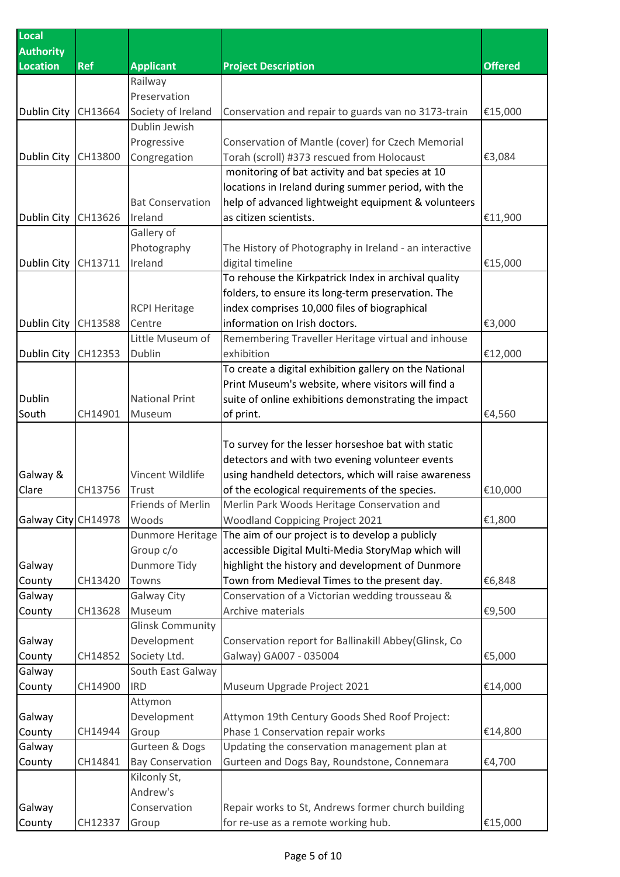| Local Authority Location | Ref | Applicant | Project Description | Offered |
|---|---|---|---|---|
| Dublin City | CH13664 | Railway Preservation Society of Ireland | Conservation and repair to guards van no 3173-train | €15,000 |
| Dublin City | CH13800 | Dublin Jewish Progressive Congregation | Conservation of Mantle (cover) for Czech Memorial Torah (scroll) #373 rescued from Holocaust | €3,084 |
| Dublin City | CH13626 | Bat Conservation Ireland | monitoring of bat activity and bat species at 10 locations in Ireland during summer period, with the help of advanced lightweight equipment & volunteers as citizen scientists. | €11,900 |
| Dublin City | CH13711 | Gallery of Photography Ireland | The History of Photography in Ireland - an interactive digital timeline | €15,000 |
| Dublin City | CH13588 | RCPI Heritage Centre | To rehouse the Kirkpatrick Index in archival quality folders, to ensure its long-term preservation. The index comprises 10,000 files of biographical information on Irish doctors. | €3,000 |
| Dublin City | CH12353 | Little Museum of Dublin | Remembering Traveller Heritage virtual and inhouse exhibition | €12,000 |
| Dublin South | CH14901 | National Print Museum | To create a digital exhibition gallery on the National Print Museum's website, where visitors will find a suite of online exhibitions demonstrating the impact of print. | €4,560 |
| Galway & Clare | CH13756 | Vincent Wildlife Trust | To survey for the lesser horseshoe bat with static detectors and with two evening volunteer events using handheld detectors, which will raise awareness of the ecological requirements of the species. | €10,000 |
| Galway City | CH14978 | Friends of Merlin Woods | Merlin Park Woods Heritage Conservation and Woodland Coppicing Project 2021 | €1,800 |
| Galway County | CH13420 | Dunmore Heritage Group c/o Dunmore Tidy Towns | The aim of our project is to develop a publicly accessible Digital Multi-Media StoryMap which will highlight the history and development of Dunmore Town from Medieval Times to the present day. | €6,848 |
| Galway County | CH13628 | Galway City Museum | Conservation of a Victorian wedding trousseau & Archive materials | €9,500 |
| Galway County | CH14852 | Glinsk Community Development Society Ltd. | Conservation report for Ballinakill Abbey(Glinsk, Co Galway) GA007 - 035004 | €5,000 |
| Galway County | CH14900 | South East Galway IRD | Museum Upgrade Project 2021 | €14,000 |
| Galway County | CH14944 | Attymon Development Group | Attymon 19th Century Goods Shed Roof Project: Phase 1 Conservation repair works | €14,800 |
| Galway County | CH14841 | Gurteen & Dogs Bay Conservation | Updating the conservation management plan at Gurteen and Dogs Bay, Roundstone, Connemara | €4,700 |
| Galway County | CH12337 | Kilconly St, Andrew's Conservation Group | Repair works to St, Andrews former church building for re-use as a remote working hub. | €15,000 |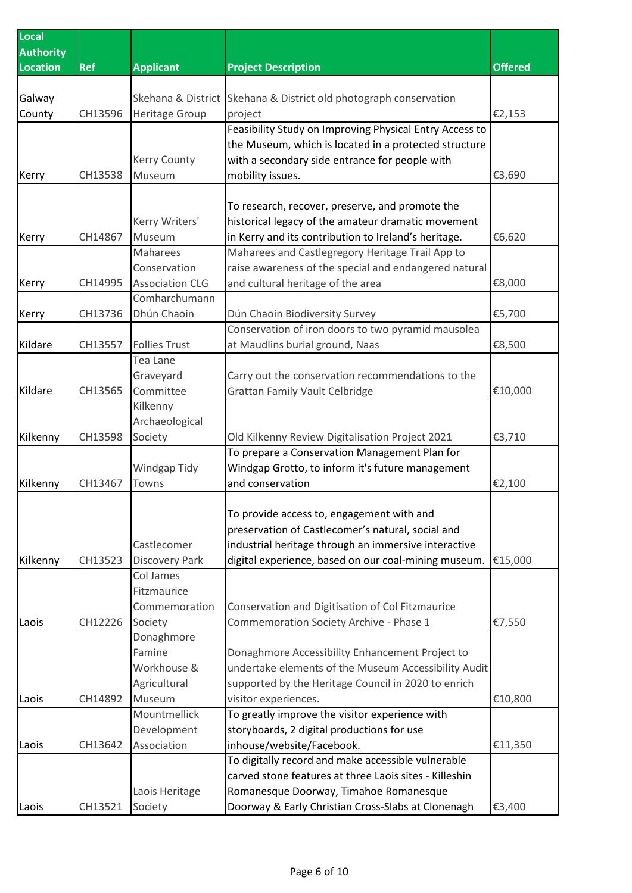| Local Authority Location | Ref | Applicant | Project Description | Offered |
| --- | --- | --- | --- | --- |
| Galway County | CH13596 | Skehana & District Heritage Group | Skehana & District old photograph conservation project | €2,153 |
| Kerry | CH13538 | Kerry County Museum | Feasibility Study on Improving Physical Entry Access to the Museum, which is located in a protected structure with a secondary side entrance for people with mobility issues. | €3,690 |
| Kerry | CH14867 | Kerry Writers' Museum | To research, recover, preserve, and promote the historical legacy of the amateur dramatic movement in Kerry and its contribution to Ireland's heritage. | €6,620 |
| Kerry | CH14995 | Maharees Conservation Association CLG | Maharees and Castlegregory Heritage Trail App to raise awareness of the special and endangered natural and cultural heritage of the area | €8,000 |
| Kerry | CH13736 | Comharchumann Dhún Chaoin | Dún Chaoin Biodiversity Survey | €5,700 |
| Kildare | CH13557 | Follies Trust | Conservation of iron doors to two pyramid mausolea at Maudlins burial ground, Naas | €8,500 |
| Kildare | CH13565 | Tea Lane Graveyard Committee | Carry out the conservation recommendations to the Grattan Family Vault Celbridge | €10,000 |
| Kilkenny | CH13598 | Kilkenny Archaeological Society | Old Kilkenny Review Digitalisation Project 2021 | €3,710 |
| Kilkenny | CH13467 | Windgap Tidy Towns | To prepare a Conservation Management Plan for Windgap Grotto, to inform it's future management and conservation | €2,100 |
| Kilkenny | CH13523 | Castlecomer Discovery Park | To provide access to, engagement with and preservation of Castlecomer's natural, social and industrial heritage through an immersive interactive digital experience, based on our coal-mining museum. | €15,000 |
| Laois | CH12226 | Col James Fitzmaurice Commemoration Society | Conservation and Digitisation of Col Fitzmaurice Commemoration Society Archive - Phase 1 | €7,550 |
| Laois | CH14892 | Donaghmore Famine Workhouse & Agricultural Museum | Donaghmore Accessibility Enhancement Project to undertake elements of the Museum Accessibility Audit supported by the Heritage Council in 2020 to enrich visitor experiences. | €10,800 |
| Laois | CH13642 | Mountmellick Development Association | To greatly improve the visitor experience with storyboards, 2 digital productions for use inhouse/website/Facebook. | €11,350 |
| Laois | CH13521 | Laois Heritage Society | To digitally record and make accessible vulnerable carved stone features at three Laois sites - Killeshin Romanesque Doorway, Timahoe Romanesque Doorway & Early Christian Cross-Slabs at Clonenagh | €3,400 |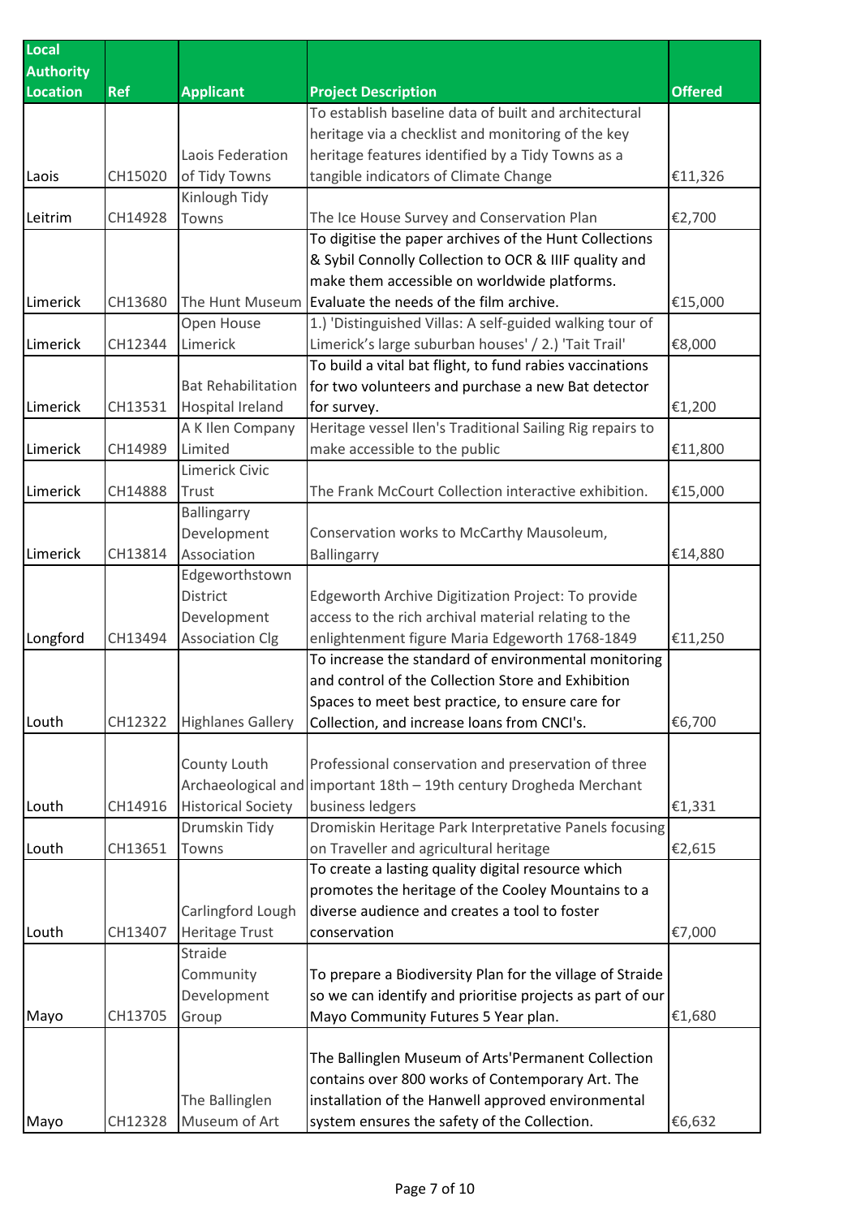| Local Authority Location | Ref | Applicant | Project Description | Offered |
|---|---|---|---|---|
| Laois | CH15020 | Laois Federation of Tidy Towns | To establish baseline data of built and architectural heritage via a checklist and monitoring of the key heritage features identified by a Tidy Towns as a tangible indicators of Climate Change | €11,326 |
| Leitrim | CH14928 | Kinlough Tidy Towns | The Ice House Survey and Conservation Plan | €2,700 |
| Limerick | CH13680 | The Hunt Museum | To digitise the paper archives of the Hunt Collections & Sybil Connolly Collection to OCR & IIIF quality and make them accessible on worldwide platforms. Evaluate the needs of the film archive. | €15,000 |
| Limerick | CH12344 | Open House Limerick | 1.) 'Distinguished Villas: A self-guided walking tour of Limerick's large suburban houses' / 2.) 'Tait Trail' | €8,000 |
| Limerick | CH13531 | Bat Rehabilitation Hospital Ireland | To build a vital bat flight, to fund rabies vaccinations for two volunteers and purchase a new Bat detector for survey. | €1,200 |
| Limerick | CH14989 | A K Ilen Company Limited | Heritage vessel Ilen's Traditional Sailing Rig repairs to make accessible to the public | €11,800 |
| Limerick | CH14888 | Limerick Civic Trust | The Frank McCourt Collection interactive exhibition. | €15,000 |
| Limerick | CH13814 | Ballingarry Development Association | Conservation works to McCarthy Mausoleum, Ballingarry | €14,880 |
| Longford | CH13494 | Edgeworthstown District Development Association Clg | Edgeworth Archive Digitization Project: To provide access to the rich archival material relating to the enlightenment figure Maria Edgeworth 1768-1849 | €11,250 |
| Louth | CH12322 | Highlanes Gallery | To increase the standard of environmental monitoring and control of the Collection Store and Exhibition Spaces to meet best practice, to ensure care for Collection, and increase loans from CNCI's. | €6,700 |
| Louth | CH14916 | County Louth Archaeological and Historical Society | Professional conservation and preservation of three important 18th – 19th century Drogheda Merchant business ledgers | €1,331 |
| Louth | CH13651 | Drumskin Tidy Towns | Dromiskin Heritage Park Interpretative Panels focusing on Traveller and agricultural heritage | €2,615 |
| Louth | CH13407 | Carlingford Lough Heritage Trust | To create a lasting quality digital resource which promotes the heritage of the Cooley Mountains to a diverse audience and creates a tool to foster conservation | €7,000 |
| Mayo | CH13705 | Straide Community Development Group | To prepare a Biodiversity Plan for the village of Straide so we can identify and prioritise projects as part of our Mayo Community Futures 5 Year plan. | €1,680 |
| Mayo | CH12328 | The Ballinglen Museum of Art | The Ballinglen Museum of Arts'Permanent Collection contains over 800 works of Contemporary Art. The installation of the Hanwell approved environmental system ensures the safety of the Collection. | €6,632 |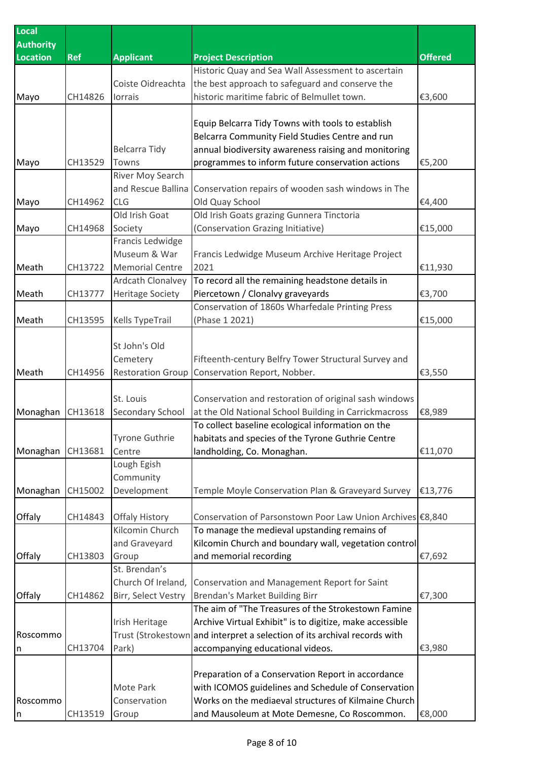| Local Authority Location | Ref | Applicant | Project Description | Offered |
|---|---|---|---|---|
| Mayo | CH14826 | Coiste Oidreachta Iorrais | Historic Quay and Sea Wall Assessment to ascertain the best approach to safeguard and conserve the historic maritime fabric of Belmullet town. | €3,600 |
| Mayo | CH13529 | Belcarra Tidy Towns | Equip Belcarra Tidy Towns with tools to establish Belcarra Community Field Studies Centre and run annual biodiversity awareness raising and monitoring programmes to inform future conservation actions | €5,200 |
| Mayo | CH14962 | River Moy Search and Rescue Ballina CLG | Conservation repairs of wooden sash windows in The Old Quay School | €4,400 |
| Mayo | CH14968 | Old Irish Goat Society | Old Irish Goats grazing Gunnera Tinctoria (Conservation Grazing Initiative) | €15,000 |
| Meath | CH13722 | Francis Ledwidge Museum & War Memorial Centre | Francis Ledwidge Museum Archive Heritage Project 2021 | €11,930 |
| Meath | CH13777 | Ardcath Clonalvey Heritage Society | To record all the remaining headstone details in Piercetown / Clonalvy graveyards | €3,700 |
| Meath | CH13595 | Kells TypeTrail | Conservation of 1860s Wharfedale Printing Press (Phase 1 2021) | €15,000 |
| Meath | CH14956 | St John's Old Cemetery Restoration Group | Fifteenth-century Belfry Tower Structural Survey and Conservation Report, Nobber. | €3,550 |
| Monaghan | CH13618 | St. Louis Secondary School | Conservation and restoration of original sash windows at the Old National School Building in Carrickmacross | €8,989 |
| Monaghan | CH13681 | Tyrone Guthrie Centre | To collect baseline ecological information on the habitats and species of the Tyrone Guthrie Centre landholding, Co. Monaghan. | €11,070 |
| Monaghan | CH15002 | Lough Egish Community Development | Temple Moyle Conservation Plan & Graveyard Survey | €13,776 |
| Offaly | CH14843 | Offaly History | Conservation of Parsonstown Poor Law Union Archives | €8,840 |
| Offaly | CH13803 | Kilcomin Church and Graveyard Group | To manage the medieval upstanding remains of Kilcomin Church and boundary wall, vegetation control and memorial recording | €7,692 |
| Offaly | CH14862 | St. Brendan's Church Of Ireland, Birr, Select Vestry | Conservation and Management Report for Saint Brendan's Market Building Birr | €7,300 |
| Roscommon | CH13704 | Irish Heritage Trust (Strokestown Park) | The aim of "The Treasures of the Strokestown Famine Archive Virtual Exhibit" is to digitize, make accessible and interpret a selection of its archival records with accompanying educational videos. | €3,980 |
| Roscommon | CH13519 | Mote Park Conservation Group | Preparation of a Conservation Report in accordance with ICOMOS guidelines and Schedule of Conservation Works on the mediaeval structures of Kilmaine Church and Mausoleum at Mote Demesne, Co Roscommon. | €8,000 |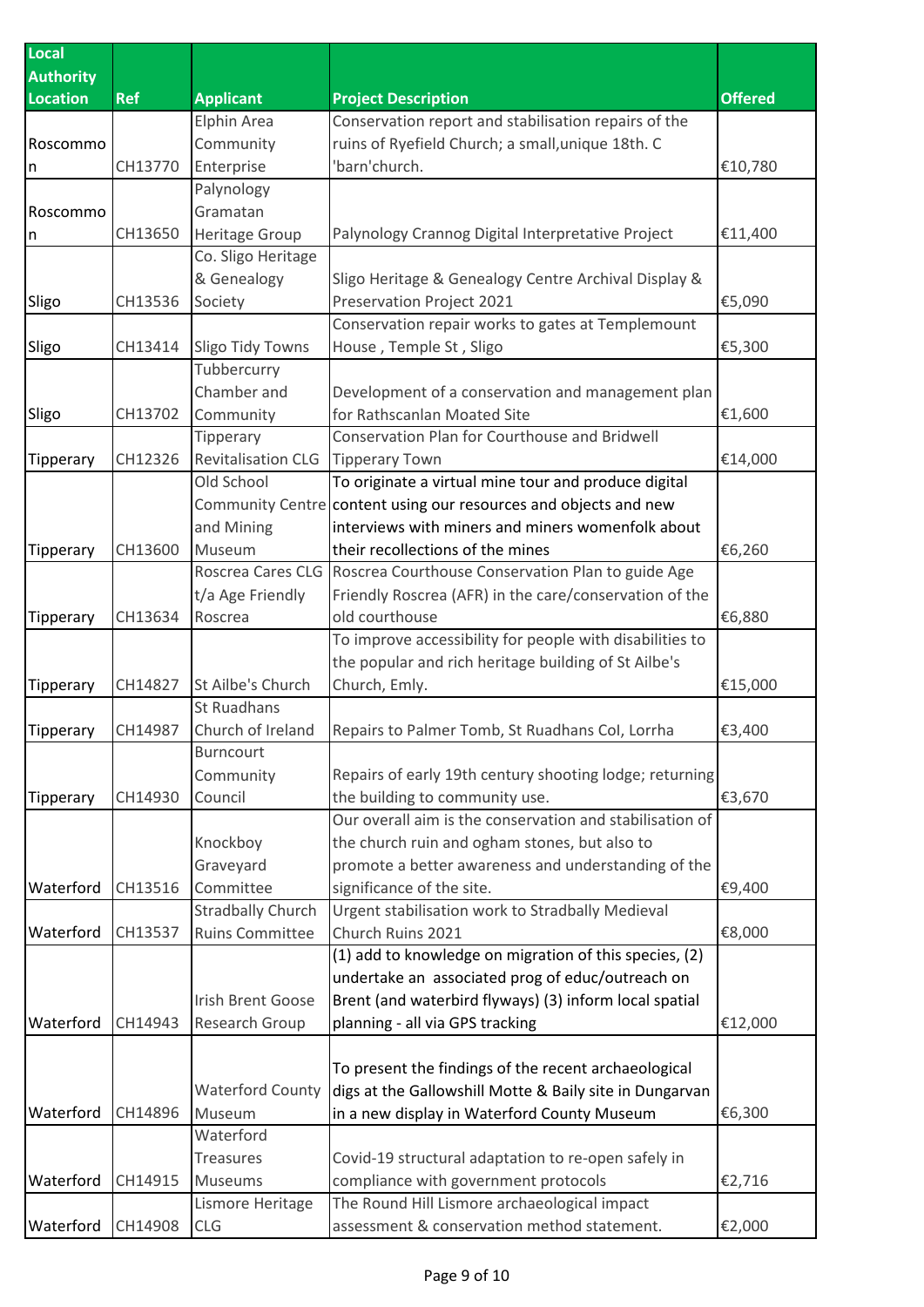| Local Authority Location | Ref | Applicant | Project Description | Offered |
|---|---|---|---|---|
| Roscommon | CH13770 | Elphin Area Community Enterprise | Conservation report and stabilisation repairs of the ruins of Ryefield Church; a small,unique 18th. C 'barn'church. | €10,780 |
| Roscommon | CH13650 | Palynology Gramatan Heritage Group | Palynology Crannog Digital Interpretative Project | €11,400 |
| Sligo | CH13536 | Co. Sligo Heritage & Genealogy Society | Sligo Heritage & Genealogy Centre Archival Display & Preservation Project 2021 | €5,090 |
| Sligo | CH13414 | Sligo Tidy Towns | Conservation repair works to gates at Templemount House , Temple St , Sligo | €5,300 |
| Sligo | CH13702 | Tubbercurry Chamber and Community | Development of a conservation and management plan for Rathscanlan Moated Site | €1,600 |
| Tipperary | CH12326 | Tipperary Revitalisation CLG | Conservation Plan for Courthouse and Bridwell Tipperary Town | €14,000 |
| Tipperary | CH13600 | Old School Community Centre and Mining Museum | To originate a virtual mine tour and produce digital content using our resources and objects and new interviews with miners and miners womenfolk about their recollections of the mines | €6,260 |
| Tipperary | CH13634 | Roscrea Cares CLG t/a Age Friendly Roscrea | Roscrea Courthouse Conservation Plan to guide Age Friendly Roscrea (AFR) in the care/conservation of the old courthouse | €6,880 |
| Tipperary | CH14827 | St Ailbe's Church | To improve accessibility for people with disabilities to the popular and rich heritage building of St Ailbe's Church, Emly. | €15,000 |
| Tipperary | CH14987 | St Ruadhans Church of Ireland | Repairs to Palmer Tomb, St Ruadhans Col, Lorrha | €3,400 |
| Tipperary | CH14930 | Burncourt Community Council | Repairs of early 19th century shooting lodge; returning the building to community use. | €3,670 |
| Waterford | CH13516 | Knockboy Graveyard Committee | Our overall aim is the conservation and stabilisation of the church ruin and ogham stones, but also to promote a better awareness and understanding of the significance of the site. | €9,400 |
| Waterford | CH13537 | Stradbally Church Ruins Committee | Urgent stabilisation work to Stradbally Medieval Church Ruins 2021 | €8,000 |
| Waterford | CH14943 | Irish Brent Goose Research Group | (1) add to knowledge on migration of this species, (2) undertake an associated prog of educ/outreach on Brent (and waterbird flyways) (3) inform local spatial planning - all via GPS tracking | €12,000 |
| Waterford | CH14896 | Waterford County Museum | To present the findings of the recent archaeological digs at the Gallowshill Motte & Baily site in Dungarvan in a new display in Waterford County Museum | €6,300 |
| Waterford | CH14915 | Waterford Treasures Museums | Covid-19 structural adaptation to re-open safely in compliance with government protocols | €2,716 |
| Waterford | CH14908 | Lismore Heritage CLG | The Round Hill Lismore archaeological impact assessment & conservation method statement. | €2,000 |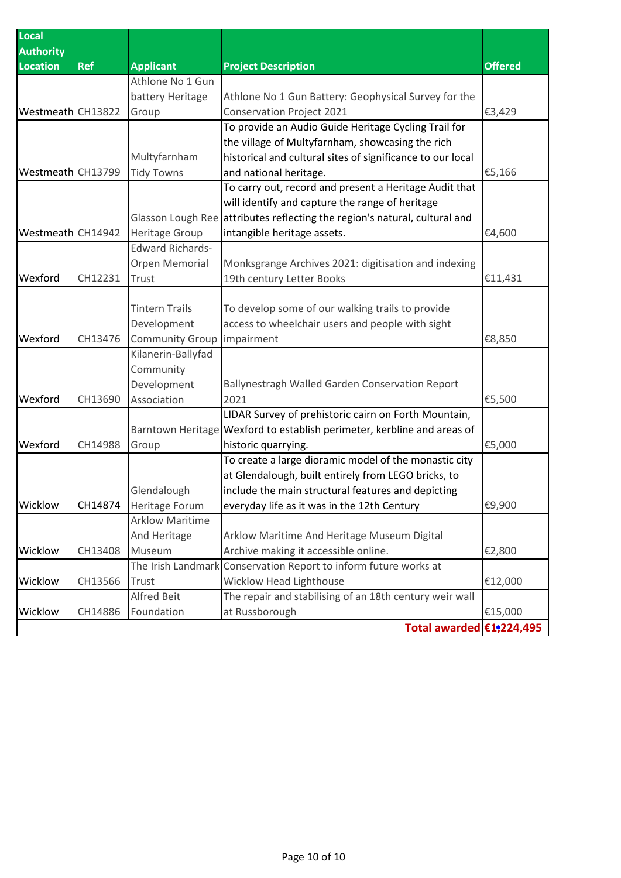| Local Authority Location | Ref | Applicant | Project Description | Offered |
|---|---|---|---|---|
| Westmeath | CH13822 | Athlone No 1 Gun battery Heritage Group | Athlone No 1 Gun Battery: Geophysical Survey for the Conservation Project 2021 | €3,429 |
| Westmeath | CH13799 | Multyfarnham Tidy Towns | To provide an Audio Guide Heritage Cycling Trail for the village of Multyfarnham, showcasing the rich historical and cultural sites of significance to our local and national heritage. | €5,166 |
| Westmeath | CH14942 | Glasson Lough Ree Heritage Group | To carry out, record and present a Heritage Audit that will identify and capture the range of heritage attributes reflecting the region's natural, cultural and intangible heritage assets. | €4,600 |
| Wexford | CH12231 | Edward Richards-Orpen Memorial Trust | Monksgrange Archives 2021: digitisation and indexing 19th century Letter Books | €11,431 |
| Wexford | CH13476 | Tintern Trails Development Community Group | To develop some of our walking trails to provide access to wheelchair users and people with sight impairment | €8,850 |
| Wexford | CH13690 | Kilanerin-Ballyfad Community Development Association | Ballynestragh Walled Garden Conservation Report 2021 | €5,500 |
| Wexford | CH14988 | Barntown Heritage Group | LIDAR Survey of prehistoric cairn on Forth Mountain, Wexford to establish perimeter, kerbline and areas of historic quarrying. | €5,000 |
| Wicklow | CH14874 | Glendalough Heritage Forum | To create a large dioramic model of the monastic city at Glendalough, built entirely from LEGO bricks, to include the main structural features and depicting everyday life as it was in the 12th Century | €9,900 |
| Wicklow | CH13408 | Arklow Maritime And Heritage Museum | Arklow Maritime And Heritage Museum Digital Archive making it accessible online. | €2,800 |
| Wicklow | CH13566 | The Irish Landmark Trust | Conservation Report to inform future works at Wicklow Head Lighthouse | €12,000 |
| Wicklow | CH14886 | Alfred Beit Foundation | The repair and stabilising of an 18th century weir wall at Russborough | €15,000 |
| | | | **Total awarded** | **€1,224,495** |